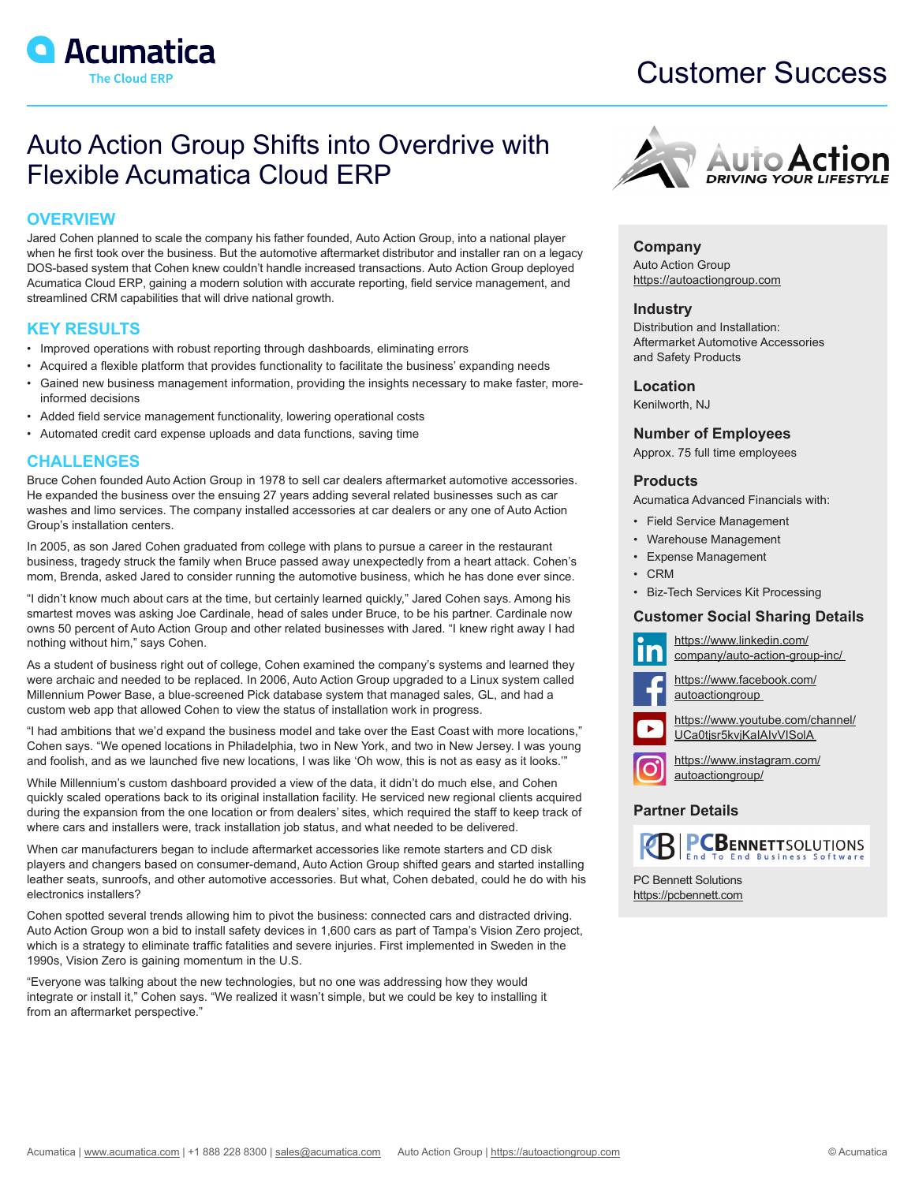Acumatica
The Cloud ERP

Customer Success

# Auto Action Group Shifts into Overdrive with Flexible Acumatica Cloud ERP

## OVERVIEW

Jared Cohen planned to scale the company his father founded, Auto Action Group, into a national player when he first took over the business. But the automotive aftermarket distributor and installer ran on a legacy DOS-based system that Cohen knew couldn't handle increased transactions. Auto Action Group deployed Acumatica Cloud ERP, gaining a modern solution with accurate reporting, field service management, and streamlined CRM capabilities that will drive national growth.

## KEY RESULTS

- Improved operations with robust reporting through dashboards, eliminating errors
- Acquired a flexible platform that provides functionality to facilitate the business' expanding needs
- Gained new business management information, providing the insights necessary to make faster, more-informed decisions
- Added field service management functionality, lowering operational costs
- Automated credit card expense uploads and data functions, saving time

## CHALLENGES

Bruce Cohen founded Auto Action Group in 1978 to sell car dealers aftermarket automotive accessories. He expanded the business over the ensuing 27 years adding several related businesses such as car washes and limo services. The company installed accessories at car dealers or any one of Auto Action Group's installation centers.

In 2005, as son Jared Cohen graduated from college with plans to pursue a career in the restaurant business, tragedy struck the family when Bruce passed away unexpectedly from a heart attack. Cohen's mom, Brenda, asked Jared to consider running the automotive business, which he has done ever since.

"I didn't know much about cars at the time, but certainly learned quickly," Jared Cohen says. Among his smartest moves was asking Joe Cardinale, head of sales under Bruce, to be his partner. Cardinale now owns 50 percent of Auto Action Group and other related businesses with Jared. "I knew right away I had nothing without him," says Cohen.

As a student of business right out of college, Cohen examined the company's systems and learned they were archaic and needed to be replaced. In 2006, Auto Action Group upgraded to a Linux system called Millennium Power Base, a blue-screened Pick database system that managed sales, GL, and had a custom web app that allowed Cohen to view the status of installation work in progress.

"I had ambitions that we'd expand the business model and take over the East Coast with more locations," Cohen says. "We opened locations in Philadelphia, two in New York, and two in New Jersey. I was young and foolish, and as we launched five new locations, I was like 'Oh wow, this is not as easy as it looks.'"

While Millennium's custom dashboard provided a view of the data, it didn't do much else, and Cohen quickly scaled operations back to its original installation facility. He serviced new regional clients acquired during the expansion from the one location or from dealers' sites, which required the staff to keep track of where cars and installers were, track installation job status, and what needed to be delivered.

When car manufacturers began to include aftermarket accessories like remote starters and CD disk players and changers based on consumer-demand, Auto Action Group shifted gears and started installing leather seats, sunroofs, and other automotive accessories. But what, Cohen debated, could he do with his electronics installers?

Cohen spotted several trends allowing him to pivot the business: connected cars and distracted driving. Auto Action Group won a bid to install safety devices in 1,600 cars as part of Tampa's Vision Zero project, which is a strategy to eliminate traffic fatalities and severe injuries. First implemented in Sweden in the 1990s, Vision Zero is gaining momentum in the U.S.

"Everyone was talking about the new technologies, but no one was addressing how they would integrate or install it," Cohen says. "We realized it wasn't simple, but we could be key to installing it from an aftermarket perspective."

AutoAction
DRIVING YOUR LIFESTYLE

### Company
Auto Action Group
https://autoactiongroup.com

### Industry
Distribution and Installation: Aftermarket Automotive Accessories and Safety Products

### Location
Kenilworth, NJ

### Number of Employees
Approx. 75 full time employees

### Products
Acumatica Advanced Financials with:

- Field Service Management
- Warehouse Management
- Expense Management
- CRM
- Biz-Tech Services Kit Processing

### Customer Social Sharing Details
https://www.linkedin.com/company/auto-action-group-inc/

https://www.facebook.com/autoactiongroup

https://www.youtube.com/channel/UCa0tjsr5kvjKaIAIvVISolA

https://www.instagram.com/autoactiongroup/

### Partner Details
PCBENNETTSOLUTIONS
End To End Business Software

PC Bennett Solutions
https://pcbennett.com

Acumatica | www.acumatica.com | +1 888 228 8300 | sales@acumatica.com Auto Action Group | https://autoactiongroup.com © Acumatica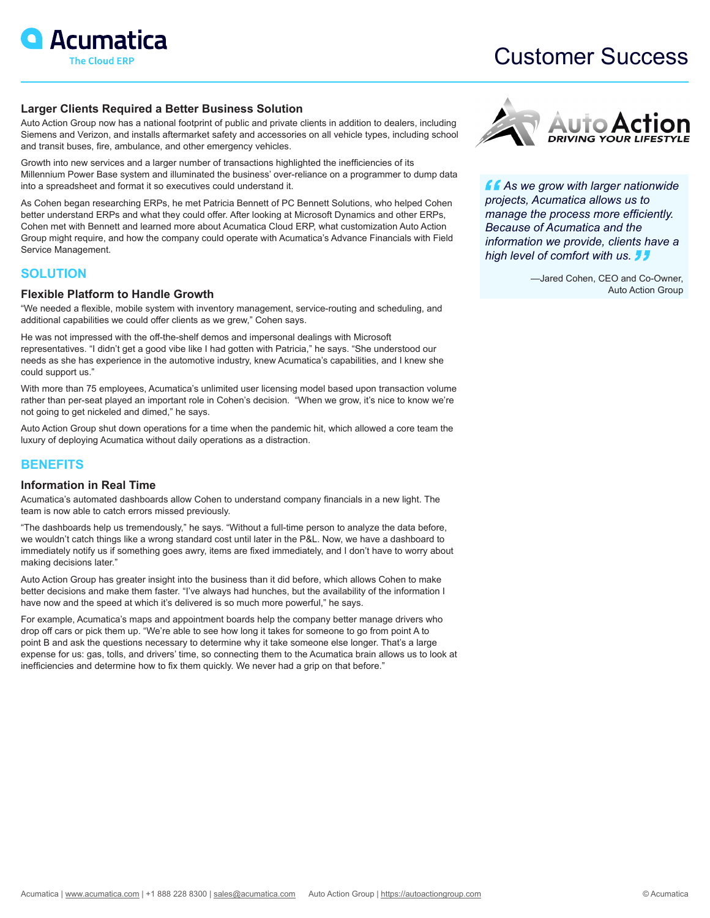### Larger Clients Required a Better Business Solution

Auto Action Group now has a national footprint of public and private clients in addition to dealers, including Siemens and Verizon, and installs aftermarket safety and accessories on all vehicle types, including school and transit buses, fire, ambulance, and other emergency vehicles.

Growth into new services and a larger number of transactions highlighted the inefficiencies of its Millennium Power Base system and illuminated the business' over-reliance on a programmer to dump data into a spreadsheet and format it so executives could understand it.

As Cohen began researching ERPs, he met Patricia Bennett of PC Bennett Solutions, who helped Cohen better understand ERPs and what they could offer. After looking at Microsoft Dynamics and other ERPs, Cohen met with Bennett and learned more about Acumatica Cloud ERP, what customization Auto Action Group might require, and how the company could operate with Acumatica's Advance Financials with Field Service Management.

## SOLUTION

### Flexible Platform to Handle Growth

"We needed a flexible, mobile system with inventory management, service-routing and scheduling, and additional capabilities we could offer clients as we grew," Cohen says.

He was not impressed with the off-the-shelf demos and impersonal dealings with Microsoft representatives. "I didn't get a good vibe like I had gotten with Patricia," he says. "She understood our needs as she has experience in the automotive industry, knew Acumatica's capabilities, and I knew she could support us."

With more than 75 employees, Acumatica's unlimited user licensing model based upon transaction volume rather than per-seat played an important role in Cohen's decision. "When we grow, it's nice to know we're not going to get nickeled and dimed," he says.

Auto Action Group shut down operations for a time when the pandemic hit, which allowed a core team the luxury of deploying Acumatica without daily operations as a distraction.

## BENEFITS

### Information in Real Time

Acumatica's automated dashboards allow Cohen to understand company financials in a new light. The team is now able to catch errors missed previously.

"The dashboards help us tremendously," he says. "Without a full-time person to analyze the data before, we wouldn't catch things like a wrong standard cost until later in the P&L. Now, we have a dashboard to immediately notify us if something goes awry, items are fixed immediately, and I don't have to worry about making decisions later."

Auto Action Group has greater insight into the business than it did before, which allows Cohen to make better decisions and make them faster. "I've always had hunches, but the availability of the information I have now and the speed at which it's delivered is so much more powerful," he says.

For example, Acumatica's maps and appointment boards help the company better manage drivers who drop off cars or pick them up. "We're able to see how long it takes for someone to go from point A to point B and ask the questions necessary to determine why it take someone else longer. That's a large expense for us: gas, tolls, and drivers' time, so connecting them to the Acumatica brain allows us to look at inefficiencies and determine how to fix them quickly. We never had a grip on that before."

> *"As we grow with larger nationwide projects, Acumatica allows us to manage the process more efficiently. Because of Acumatica and the information we provide, clients have a high level of comfort with us."*
>
> —Jared Cohen, CEO and Co-Owner, Auto Action Group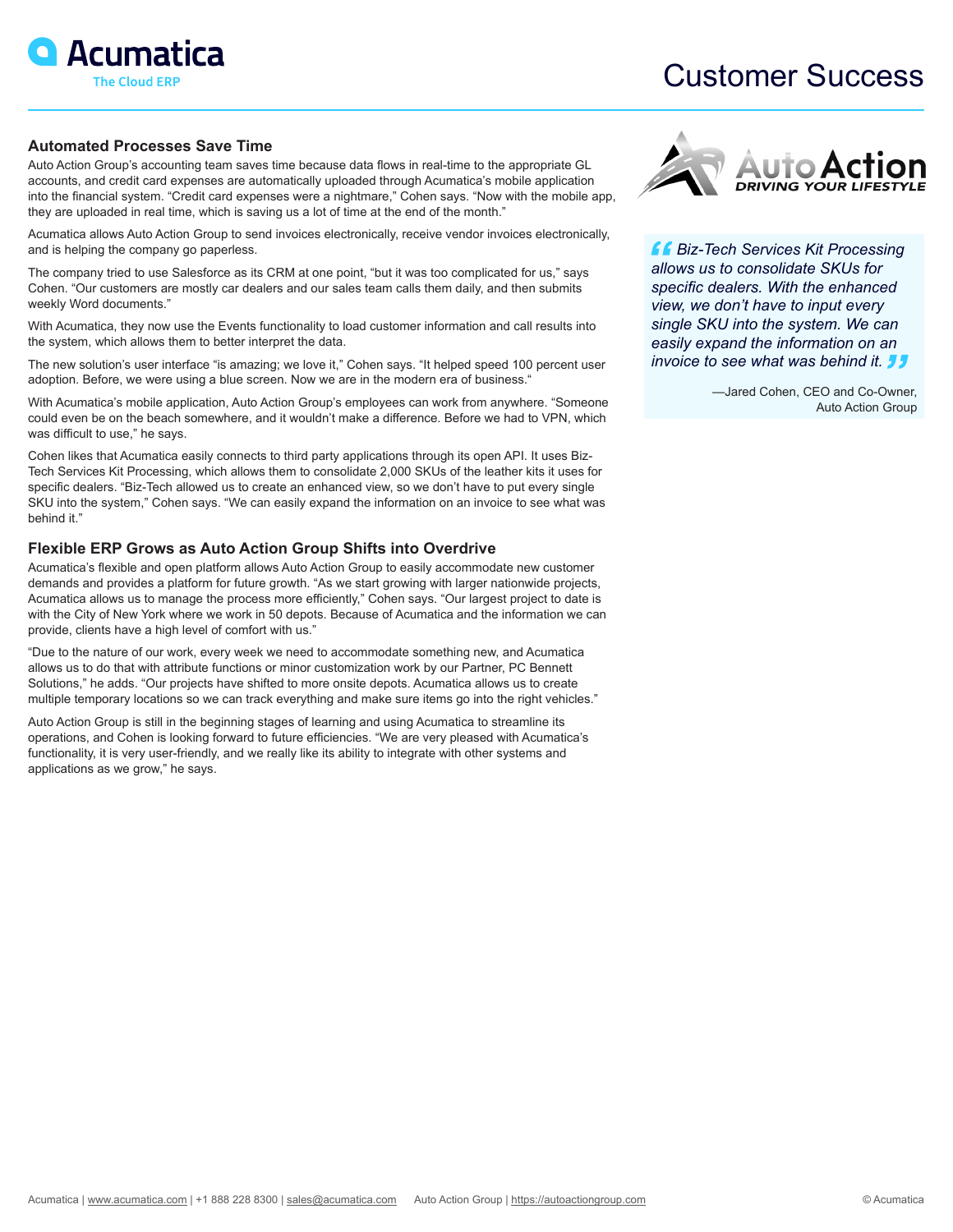## Automated Processes Save Time

Auto Action Group's accounting team saves time because data flows in real-time to the appropriate GL accounts, and credit card expenses are automatically uploaded through Acumatica's mobile application into the financial system. "Credit card expenses were a nightmare," Cohen says. "Now with the mobile app, they are uploaded in real time, which is saving us a lot of time at the end of the month."

Acumatica allows Auto Action Group to send invoices electronically, receive vendor invoices electronically, and is helping the company go paperless.

The company tried to use Salesforce as its CRM at one point, "but it was too complicated for us," says Cohen. "Our customers are mostly car dealers and our sales team calls them daily, and then submits weekly Word documents."

With Acumatica, they now use the Events functionality to load customer information and call results into the system, which allows them to better interpret the data.

The new solution's user interface "is amazing; we love it," Cohen says. "It helped speed 100 percent user adoption. Before, we were using a blue screen. Now we are in the modern era of business."

With Acumatica's mobile application, Auto Action Group's employees can work from anywhere. "Someone could even be on the beach somewhere, and it wouldn't make a difference. Before we had to VPN, which was difficult to use," he says.

Cohen likes that Acumatica easily connects to third party applications through its open API. It uses Biz-Tech Services Kit Processing, which allows them to consolidate 2,000 SKUs of the leather kits it uses for specific dealers. "Biz-Tech allowed us to create an enhanced view, so we don't have to put every single SKU into the system," Cohen says. "We can easily expand the information on an invoice to see what was behind it."

## Flexible ERP Grows as Auto Action Group Shifts into Overdrive

Acumatica's flexible and open platform allows Auto Action Group to easily accommodate new customer demands and provides a platform for future growth. "As we start growing with larger nationwide projects, Acumatica allows us to manage the process more efficiently," Cohen says. "Our largest project to date is with the City of New York where we work in 50 depots. Because of Acumatica and the information we can provide, clients have a high level of comfort with us."

"Due to the nature of our work, every week we need to accommodate something new, and Acumatica allows us to do that with attribute functions or minor customization work by our Partner, PC Bennett Solutions," he adds. "Our projects have shifted to more onsite depots. Acumatica allows us to create multiple temporary locations so we can track everything and make sure items go into the right vehicles."

Auto Action Group is still in the beginning stages of learning and using Acumatica to streamline its operations, and Cohen is looking forward to future efficiencies. "We are very pleased with Acumatica's functionality, it is very user-friendly, and we really like its ability to integrate with other systems and applications as we grow," he says.

> *"Biz-Tech Services Kit Processing allows us to consolidate SKUs for specific dealers. With the enhanced view, we don't have to input every single SKU into the system. We can easily expand the information on an invoice to see what was behind it."*
>
> —Jared Cohen, CEO and Co-Owner, Auto Action Group

Acumatica | www.acumatica.com | +1 888 228 8300 | sales@acumatica.com    Auto Action Group | https://autoactiongroup.com